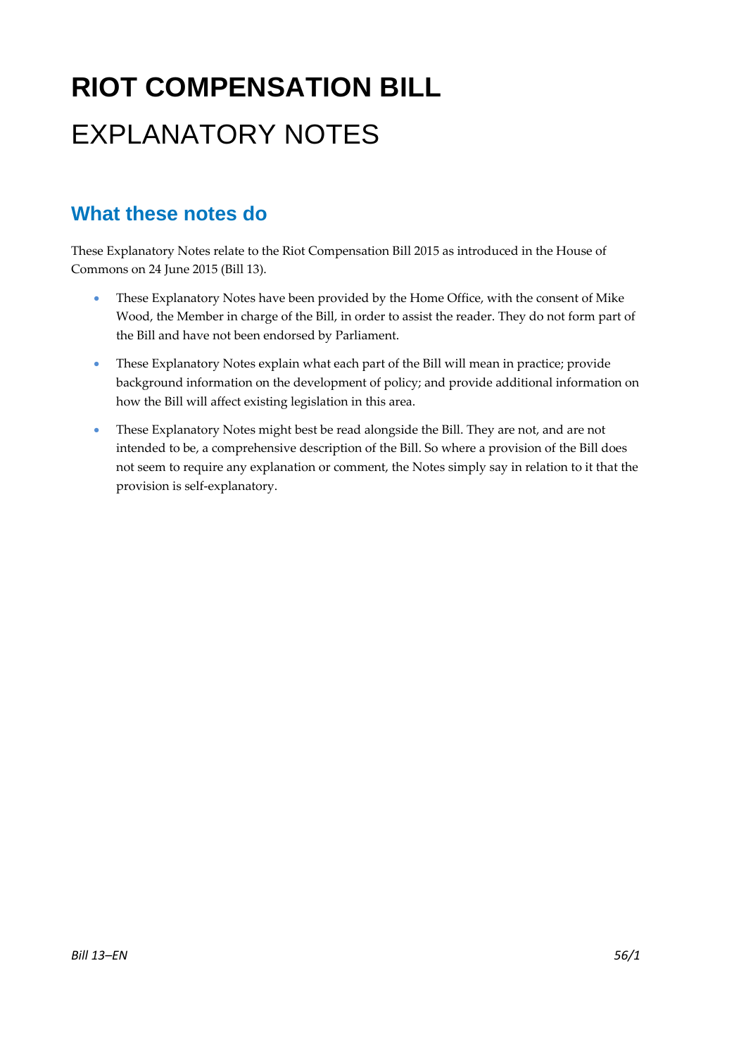# RIOT COMPENSATION BILL

# EXPLANATORY NOTES

## What these notes do

These Explanatory Notes relate to the Riot Compensation Bill 2015 as introduced in the House of Commons on 24 June 2015 (Bill 13).

- These Explanatory Notes have been provided by the Home Office, with the consent of Mike Wood, the Member in charge of the Bill, in order to assist the reader. They do not form part of the Bill and have not been endorsed by Parliament.
- These Explanatory Notes explain what each part of the Bill will mean in practice; provide background information on the development of policy; and provide additional information on how the Bill will affect existing legislation in this area.
- These Explanatory Notes might best be read alongside the Bill. They are not, and are not intended to be, a comprehensive description of the Bill. So where a provision of the Bill does not seem to require any explanation or comment, the Notes simply say in relation to it that the provision is self-explanatory.

*Bill 13–EN* *56/1*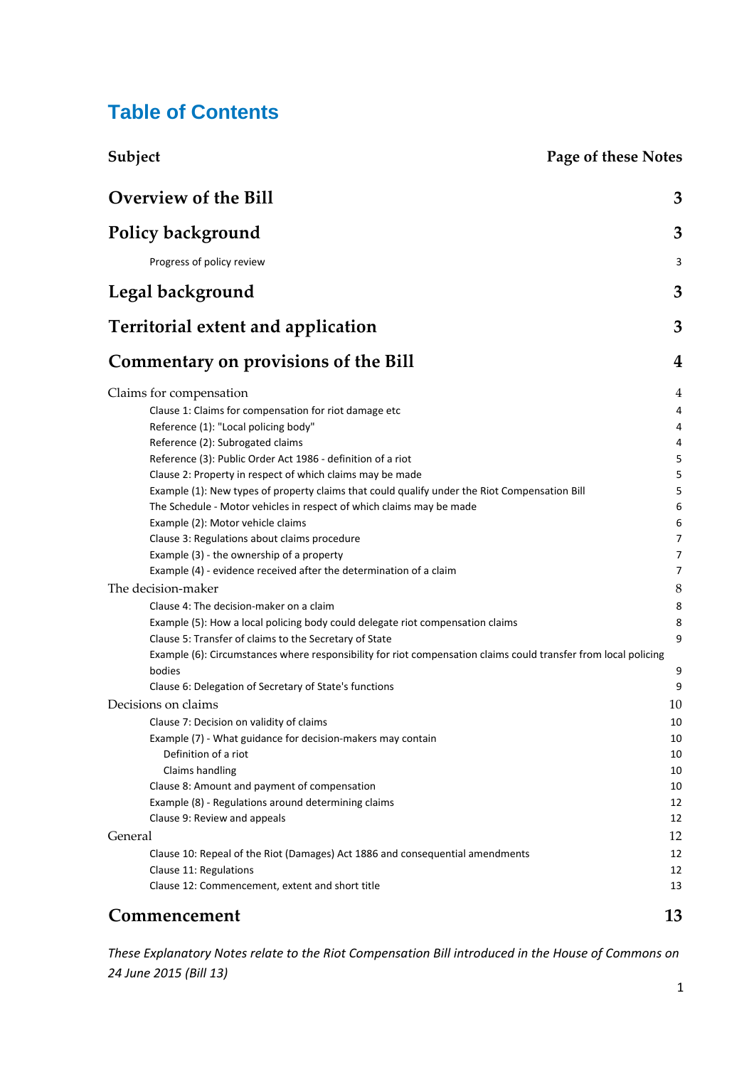# Table of Contents

| Subject | Page of these Notes |
|---|---|
| **Overview of the Bill** | **3** |
| **Policy background** | **3** |
| Progress of policy review | 3 |
| **Legal background** | **3** |
| **Territorial extent and application** | **3** |
| **Commentary on provisions of the Bill** | **4** |
| Claims for compensation | 4 |
| Clause 1: Claims for compensation for riot damage etc | 4 |
| Reference (1): "Local policing body" | 4 |
| Reference (2): Subrogated claims | 4 |
| Reference (3): Public Order Act 1986 - definition of a riot | 5 |
| Clause 2: Property in respect of which claims may be made | 5 |
| Example (1): New types of property claims that could qualify under the Riot Compensation Bill | 5 |
| The Schedule - Motor vehicles in respect of which claims may be made | 6 |
| Example (2): Motor vehicle claims | 6 |
| Clause 3: Regulations about claims procedure | 7 |
| Example (3) - the ownership of a property | 7 |
| Example (4) - evidence received after the determination of a claim | 7 |
| The decision-maker | 8 |
| Clause 4: The decision-maker on a claim | 8 |
| Example (5): How a local policing body could delegate riot compensation claims | 8 |
| Clause 5: Transfer of claims to the Secretary of State | 9 |
| Example (6): Circumstances where responsibility for riot compensation claims could transfer from local policing bodies | 9 |
| Clause 6: Delegation of Secretary of State's functions | 9 |
| Decisions on claims | 10 |
| Clause 7: Decision on validity of claims | 10 |
| Example (7) - What guidance for decision-makers may contain | 10 |
| Definition of a riot | 10 |
| Claims handling | 10 |
| Clause 8: Amount and payment of compensation | 10 |
| Example (8) - Regulations around determining claims | 12 |
| Clause 9: Review and appeals | 12 |
| General | 12 |
| Clause 10: Repeal of the Riot (Damages) Act 1886 and consequential amendments | 12 |
| Clause 11: Regulations | 12 |
| Clause 12: Commencement, extent and short title | 13 |
| **Commencement** | **13** |

*These Explanatory Notes relate to the Riot Compensation Bill introduced in the House of Commons on 24 June 2015 (Bill 13)*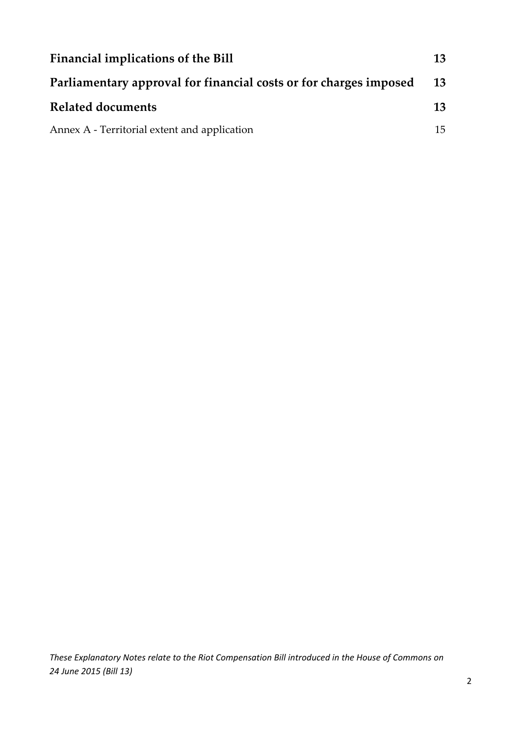| | |
|---|---|
| **Financial implications of the Bill** | **13** |
| **Parliamentary approval for financial costs or for charges imposed** | **13** |
| **Related documents** | **13** |
| Annex A - Territorial extent and application | 15 |

*These Explanatory Notes relate to the Riot Compensation Bill introduced in the House of Commons on 24 June 2015 (Bill 13)*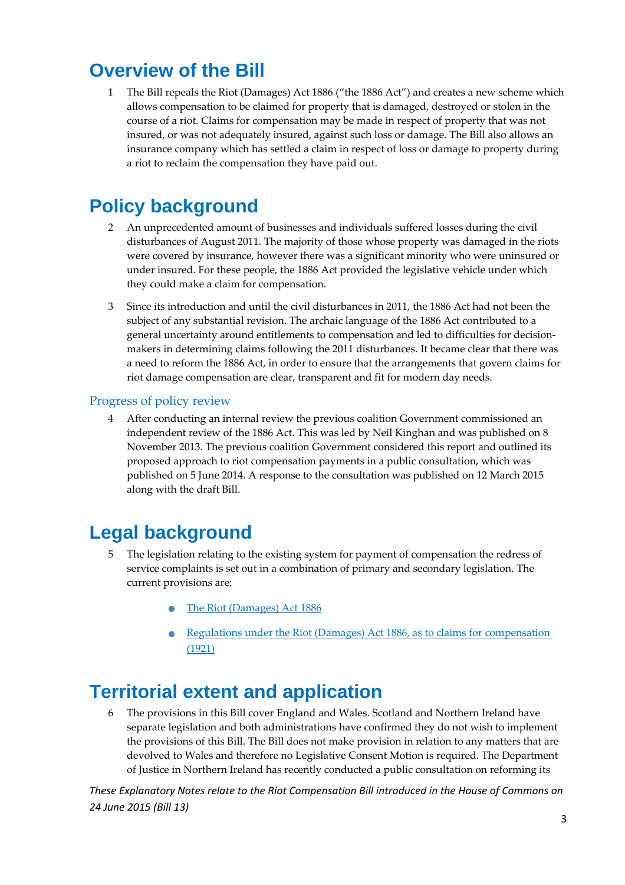# Overview of the Bill

1 The Bill repeals the Riot (Damages) Act 1886 ("the 1886 Act") and creates a new scheme which allows compensation to be claimed for property that is damaged, destroyed or stolen in the course of a riot. Claims for compensation may be made in respect of property that was not insured, or was not adequately insured, against such loss or damage. The Bill also allows an insurance company which has settled a claim in respect of loss or damage to property during a riot to reclaim the compensation they have paid out.

# Policy background

2 An unprecedented amount of businesses and individuals suffered losses during the civil disturbances of August 2011. The majority of those whose property was damaged in the riots were covered by insurance, however there was a significant minority who were uninsured or under insured. For these people, the 1886 Act provided the legislative vehicle under which they could make a claim for compensation.

3 Since its introduction and until the civil disturbances in 2011, the 1886 Act had not been the subject of any substantial revision. The archaic language of the 1886 Act contributed to a general uncertainty around entitlements to compensation and led to difficulties for decision-makers in determining claims following the 2011 disturbances. It became clear that there was a need to reform the 1886 Act, in order to ensure that the arrangements that govern claims for riot damage compensation are clear, transparent and fit for modern day needs.

## Progress of policy review

4 After conducting an internal review the previous coalition Government commissioned an independent review of the 1886 Act. This was led by Neil Kinghan and was published on 8 November 2013. The previous coalition Government considered this report and outlined its proposed approach to riot compensation payments in a public consultation, which was published on 5 June 2014. A response to the consultation was published on 12 March 2015 along with the draft Bill.

# Legal background

5 The legislation relating to the existing system for payment of compensation the redress of service complaints is set out in a combination of primary and secondary legislation. The current provisions are:

- The Riot (Damages) Act 1886
- Regulations under the Riot (Damages) Act 1886, as to claims for compensation (1921)

# Territorial extent and application

6 The provisions in this Bill cover England and Wales. Scotland and Northern Ireland have separate legislation and both administrations have confirmed they do not wish to implement the provisions of this Bill. The Bill does not make provision in relation to any matters that are devolved to Wales and therefore no Legislative Consent Motion is required. The Department of Justice in Northern Ireland has recently conducted a public consultation on reforming its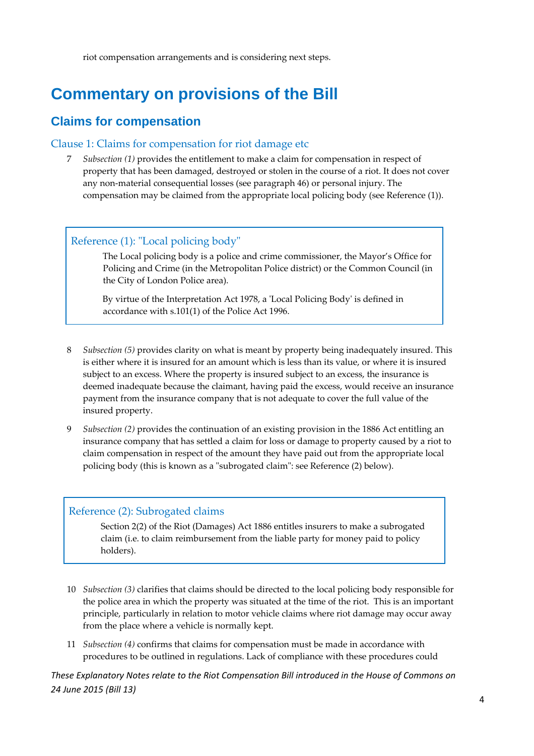riot compensation arrangements and is considering next steps.

# Commentary on provisions of the Bill

## Claims for compensation

### Clause 1: Claims for compensation for riot damage etc

7 *Subsection (1)* provides the entitlement to make a claim for compensation in respect of property that has been damaged, destroyed or stolen in the course of a riot. It does not cover any non-material consequential losses (see paragraph 46) or personal injury. The compensation may be claimed from the appropriate local policing body (see Reference (1)).

> **Reference (1): "Local policing body"**
>
> The Local policing body is a police and crime commissioner, the Mayor's Office for Policing and Crime (in the Metropolitan Police district) or the Common Council (in the City of London Police area).
>
> By virtue of the Interpretation Act 1978, a 'Local Policing Body' is defined in accordance with s.101(1) of the Police Act 1996.

8 *Subsection (5)* provides clarity on what is meant by property being inadequately insured. This is either where it is insured for an amount which is less than its value, or where it is insured subject to an excess. Where the property is insured subject to an excess, the insurance is deemed inadequate because the claimant, having paid the excess, would receive an insurance payment from the insurance company that is not adequate to cover the full value of the insured property.

9 *Subsection (2)* provides the continuation of an existing provision in the 1886 Act entitling an insurance company that has settled a claim for loss or damage to property caused by a riot to claim compensation in respect of the amount they have paid out from the appropriate local policing body (this is known as a "subrogated claim": see Reference (2) below).

> **Reference (2): Subrogated claims**
>
> Section 2(2) of the Riot (Damages) Act 1886 entitles insurers to make a subrogated claim (i.e. to claim reimbursement from the liable party for money paid to policy holders).

10 *Subsection (3)* clarifies that claims should be directed to the local policing body responsible for the police area in which the property was situated at the time of the riot. This is an important principle, particularly in relation to motor vehicle claims where riot damage may occur away from the place where a vehicle is normally kept.

11 *Subsection (4)* confirms that claims for compensation must be made in accordance with procedures to be outlined in regulations. Lack of compliance with these procedures could

*These Explanatory Notes relate to the Riot Compensation Bill introduced in the House of Commons on 24 June 2015 (Bill 13)*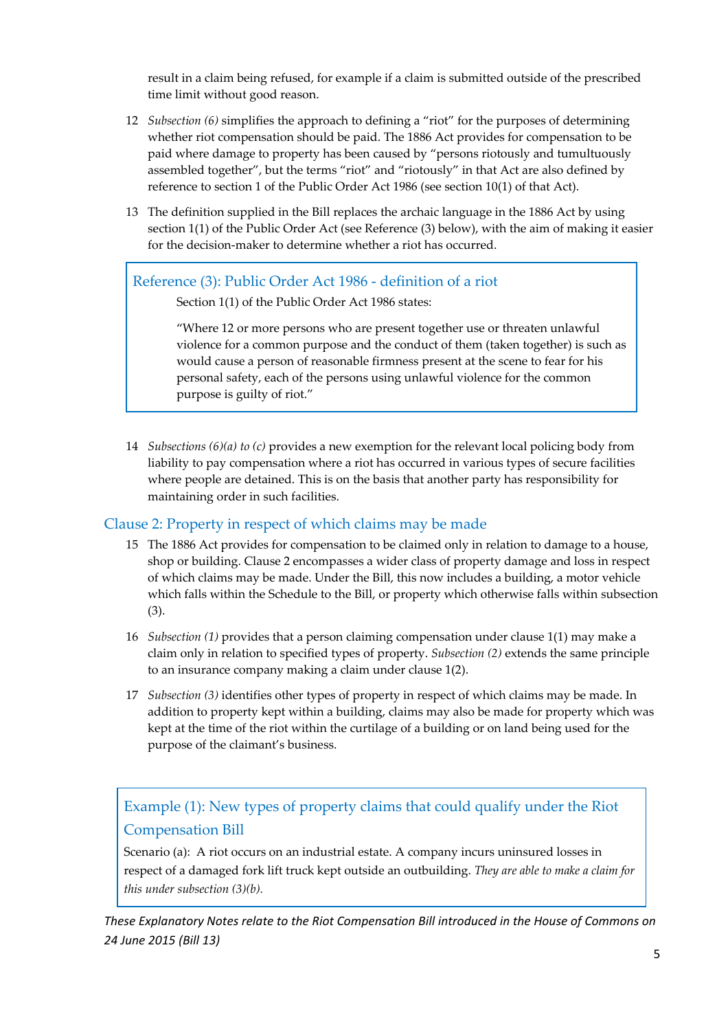result in a claim being refused, for example if a claim is submitted outside of the prescribed time limit without good reason.

12 *Subsection (6)* simplifies the approach to defining a "riot" for the purposes of determining whether riot compensation should be paid. The 1886 Act provides for compensation to be paid where damage to property has been caused by "persons riotously and tumultuously assembled together", but the terms "riot" and "riotously" in that Act are also defined by reference to section 1 of the Public Order Act 1986 (see section 10(1) of that Act).

13 The definition supplied in the Bill replaces the archaic language in the 1886 Act by using section 1(1) of the Public Order Act (see Reference (3) below), with the aim of making it easier for the decision-maker to determine whether a riot has occurred.

> ### Reference (3): Public Order Act 1986 - definition of a riot
>
> Section 1(1) of the Public Order Act 1986 states:
>
> "Where 12 or more persons who are present together use or threaten unlawful violence for a common purpose and the conduct of them (taken together) is such as would cause a person of reasonable firmness present at the scene to fear for his personal safety, each of the persons using unlawful violence for the common purpose is guilty of riot."

14 *Subsections (6)(a) to (c)* provides a new exemption for the relevant local policing body from liability to pay compensation where a riot has occurred in various types of secure facilities where people are detained. This is on the basis that another party has responsibility for maintaining order in such facilities.

## Clause 2: Property in respect of which claims may be made

15 The 1886 Act provides for compensation to be claimed only in relation to damage to a house, shop or building. Clause 2 encompasses a wider class of property damage and loss in respect of which claims may be made. Under the Bill, this now includes a building, a motor vehicle which falls within the Schedule to the Bill, or property which otherwise falls within subsection (3).

16 *Subsection (1)* provides that a person claiming compensation under clause 1(1) may make a claim only in relation to specified types of property. *Subsection (2)* extends the same principle to an insurance company making a claim under clause 1(2).

17 *Subsection (3)* identifies other types of property in respect of which claims may be made. In addition to property kept within a building, claims may also be made for property which was kept at the time of the riot within the curtilage of a building or on land being used for the purpose of the claimant's business.

> ### Example (1): New types of property claims that could qualify under the Riot Compensation Bill
>
> Scenario (a): A riot occurs on an industrial estate. A company incurs uninsured losses in respect of a damaged fork lift truck kept outside an outbuilding. *They are able to make a claim for this under subsection (3)(b).*

*These Explanatory Notes relate to the Riot Compensation Bill introduced in the House of Commons on 24 June 2015 (Bill 13)*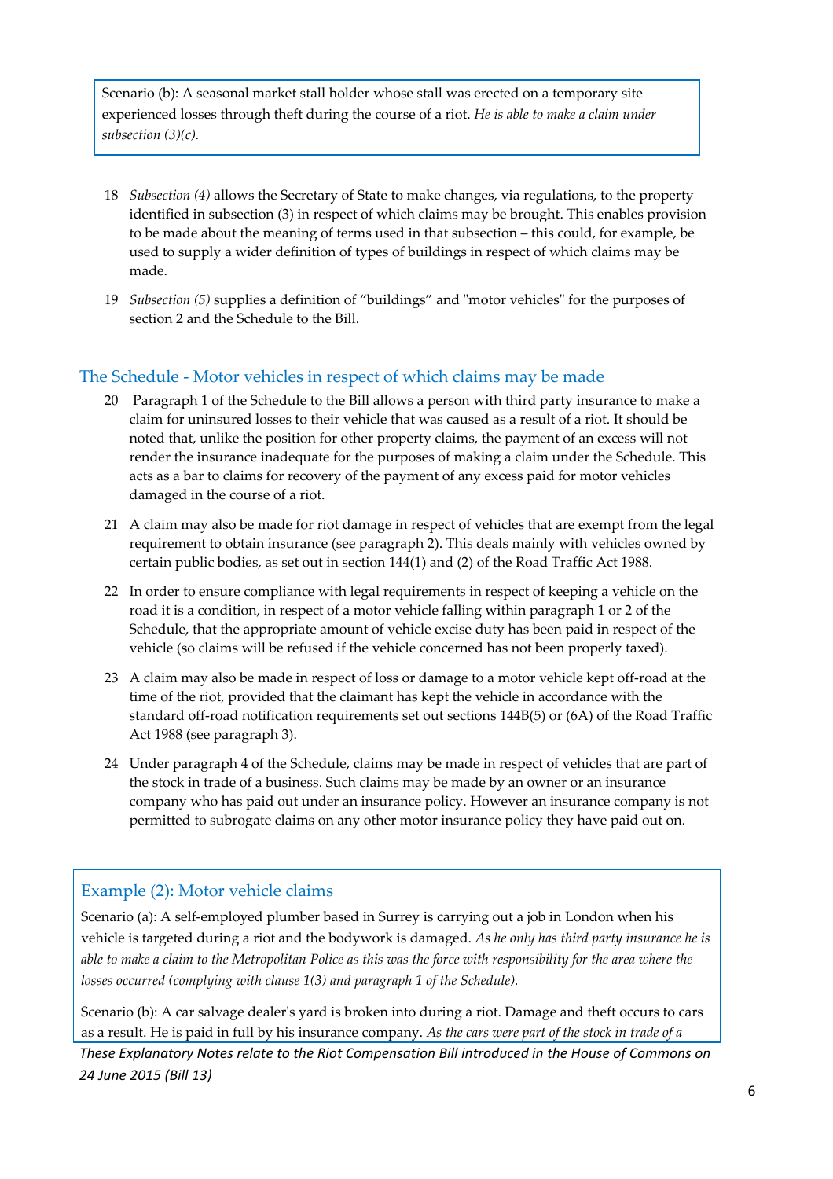Scenario (b): A seasonal market stall holder whose stall was erected on a temporary site experienced losses through theft during the course of a riot. *He is able to make a claim under subsection (3)(c).*

18 *Subsection (4)* allows the Secretary of State to make changes, via regulations, to the property identified in subsection (3) in respect of which claims may be brought. This enables provision to be made about the meaning of terms used in that subsection – this could, for example, be used to supply a wider definition of types of buildings in respect of which claims may be made.

19 *Subsection (5)* supplies a definition of "buildings" and "motor vehicles" for the purposes of section 2 and the Schedule to the Bill.

## The Schedule - Motor vehicles in respect of which claims may be made

20 Paragraph 1 of the Schedule to the Bill allows a person with third party insurance to make a claim for uninsured losses to their vehicle that was caused as a result of a riot. It should be noted that, unlike the position for other property claims, the payment of an excess will not render the insurance inadequate for the purposes of making a claim under the Schedule. This acts as a bar to claims for recovery of the payment of any excess paid for motor vehicles damaged in the course of a riot.

21 A claim may also be made for riot damage in respect of vehicles that are exempt from the legal requirement to obtain insurance (see paragraph 2). This deals mainly with vehicles owned by certain public bodies, as set out in section 144(1) and (2) of the Road Traffic Act 1988.

22 In order to ensure compliance with legal requirements in respect of keeping a vehicle on the road it is a condition, in respect of a motor vehicle falling within paragraph 1 or 2 of the Schedule, that the appropriate amount of vehicle excise duty has been paid in respect of the vehicle (so claims will be refused if the vehicle concerned has not been properly taxed).

23 A claim may also be made in respect of loss or damage to a motor vehicle kept off-road at the time of the riot, provided that the claimant has kept the vehicle in accordance with the standard off-road notification requirements set out sections 144B(5) or (6A) of the Road Traffic Act 1988 (see paragraph 3).

24 Under paragraph 4 of the Schedule, claims may be made in respect of vehicles that are part of the stock in trade of a business. Such claims may be made by an owner or an insurance company who has paid out under an insurance policy. However an insurance company is not permitted to subrogate claims on any other motor insurance policy they have paid out on.

### Example (2): Motor vehicle claims

Scenario (a): A self-employed plumber based in Surrey is carrying out a job in London when his vehicle is targeted during a riot and the bodywork is damaged. *As he only has third party insurance he is able to make a claim to the Metropolitan Police as this was the force with responsibility for the area where the losses occurred (complying with clause 1(3) and paragraph 1 of the Schedule).*

Scenario (b): A car salvage dealer's yard is broken into during a riot. Damage and theft occurs to cars as a result. He is paid in full by his insurance company. *As the cars were part of the stock in trade of a*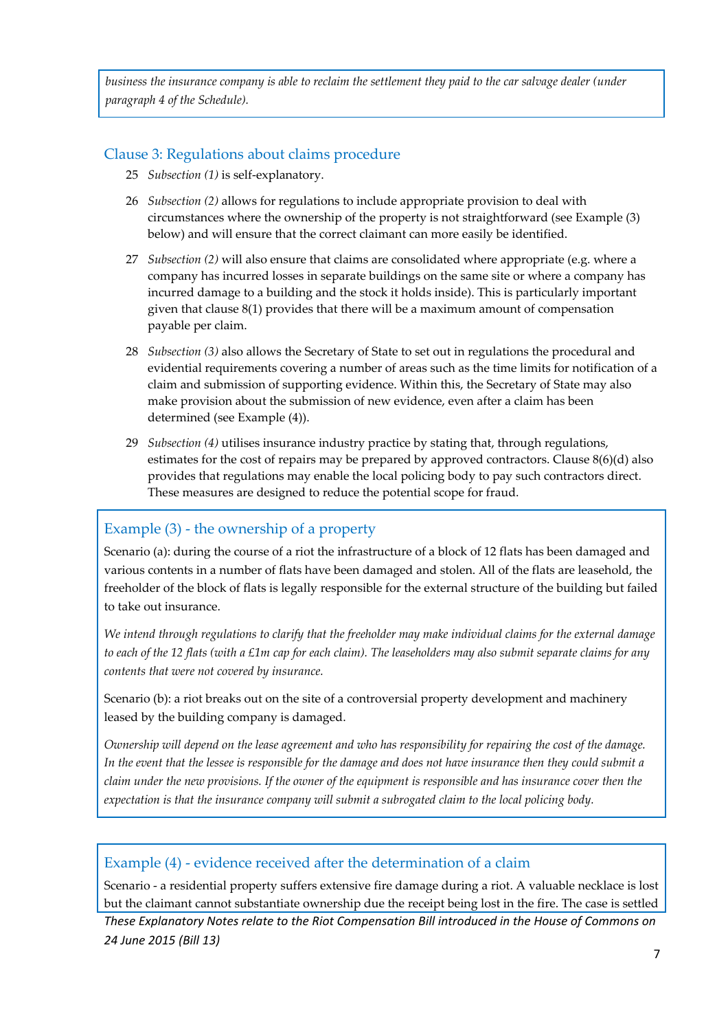*business the insurance company is able to reclaim the settlement they paid to the car salvage dealer (under paragraph 4 of the Schedule).*

## Clause 3: Regulations about claims procedure

25 *Subsection (1)* is self-explanatory.

26 *Subsection (2)* allows for regulations to include appropriate provision to deal with circumstances where the ownership of the property is not straightforward (see Example (3) below) and will ensure that the correct claimant can more easily be identified.

27 *Subsection (2)* will also ensure that claims are consolidated where appropriate (e.g. where a company has incurred losses in separate buildings on the same site or where a company has incurred damage to a building and the stock it holds inside). This is particularly important given that clause 8(1) provides that there will be a maximum amount of compensation payable per claim.

28 *Subsection (3)* also allows the Secretary of State to set out in regulations the procedural and evidential requirements covering a number of areas such as the time limits for notification of a claim and submission of supporting evidence. Within this, the Secretary of State may also make provision about the submission of new evidence, even after a claim has been determined (see Example (4)).

29 *Subsection (4)* utilises insurance industry practice by stating that, through regulations, estimates for the cost of repairs may be prepared by approved contractors. Clause 8(6)(d) also provides that regulations may enable the local policing body to pay such contractors direct. These measures are designed to reduce the potential scope for fraud.

### Example (3) - the ownership of a property

Scenario (a): during the course of a riot the infrastructure of a block of 12 flats has been damaged and various contents in a number of flats have been damaged and stolen. All of the flats are leasehold, the freeholder of the block of flats is legally responsible for the external structure of the building but failed to take out insurance.

*We intend through regulations to clarify that the freeholder may make individual claims for the external damage to each of the 12 flats (with a £1m cap for each claim). The leaseholders may also submit separate claims for any contents that were not covered by insurance.*

Scenario (b): a riot breaks out on the site of a controversial property development and machinery leased by the building company is damaged.

*Ownership will depend on the lease agreement and who has responsibility for repairing the cost of the damage. In the event that the lessee is responsible for the damage and does not have insurance then they could submit a claim under the new provisions. If the owner of the equipment is responsible and has insurance cover then the expectation is that the insurance company will submit a subrogated claim to the local policing body.*

### Example (4) - evidence received after the determination of a claim

Scenario - a residential property suffers extensive fire damage during a riot. A valuable necklace is lost but the claimant cannot substantiate ownership due the receipt being lost in the fire. The case is settled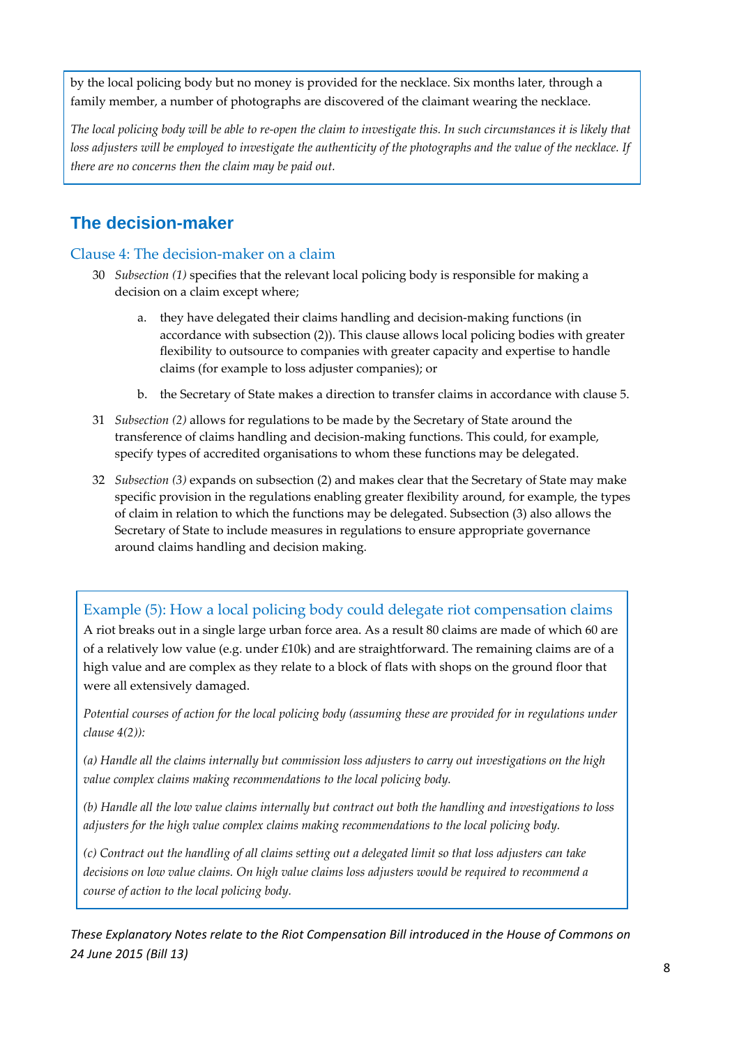by the local policing body but no money is provided for the necklace. Six months later, through a family member, a number of photographs are discovered of the claimant wearing the necklace.

*The local policing body will be able to re-open the claim to investigate this. In such circumstances it is likely that loss adjusters will be employed to investigate the authenticity of the photographs and the value of the necklace. If there are no concerns then the claim may be paid out.*

## The decision-maker

### Clause 4: The decision-maker on a claim

30 *Subsection (1)* specifies that the relevant local policing body is responsible for making a decision on a claim except where;

a. they have delegated their claims handling and decision-making functions (in accordance with subsection (2)). This clause allows local policing bodies with greater flexibility to outsource to companies with greater capacity and expertise to handle claims (for example to loss adjuster companies); or

b. the Secretary of State makes a direction to transfer claims in accordance with clause 5.

31 *Subsection (2)* allows for regulations to be made by the Secretary of State around the transference of claims handling and decision-making functions. This could, for example, specify types of accredited organisations to whom these functions may be delegated.

32 *Subsection (3)* expands on subsection (2) and makes clear that the Secretary of State may make specific provision in the regulations enabling greater flexibility around, for example, the types of claim in relation to which the functions may be delegated. Subsection (3) also allows the Secretary of State to include measures in regulations to ensure appropriate governance around claims handling and decision making.

### Example (5): How a local policing body could delegate riot compensation claims

A riot breaks out in a single large urban force area. As a result 80 claims are made of which 60 are of a relatively low value (e.g. under £10k) and are straightforward. The remaining claims are of a high value and are complex as they relate to a block of flats with shops on the ground floor that were all extensively damaged.

*Potential courses of action for the local policing body (assuming these are provided for in regulations under clause 4(2)):*

*(a) Handle all the claims internally but commission loss adjusters to carry out investigations on the high value complex claims making recommendations to the local policing body.*

*(b) Handle all the low value claims internally but contract out both the handling and investigations to loss adjusters for the high value complex claims making recommendations to the local policing body.*

*(c) Contract out the handling of all claims setting out a delegated limit so that loss adjusters can take decisions on low value claims. On high value claims loss adjusters would be required to recommend a course of action to the local policing body.*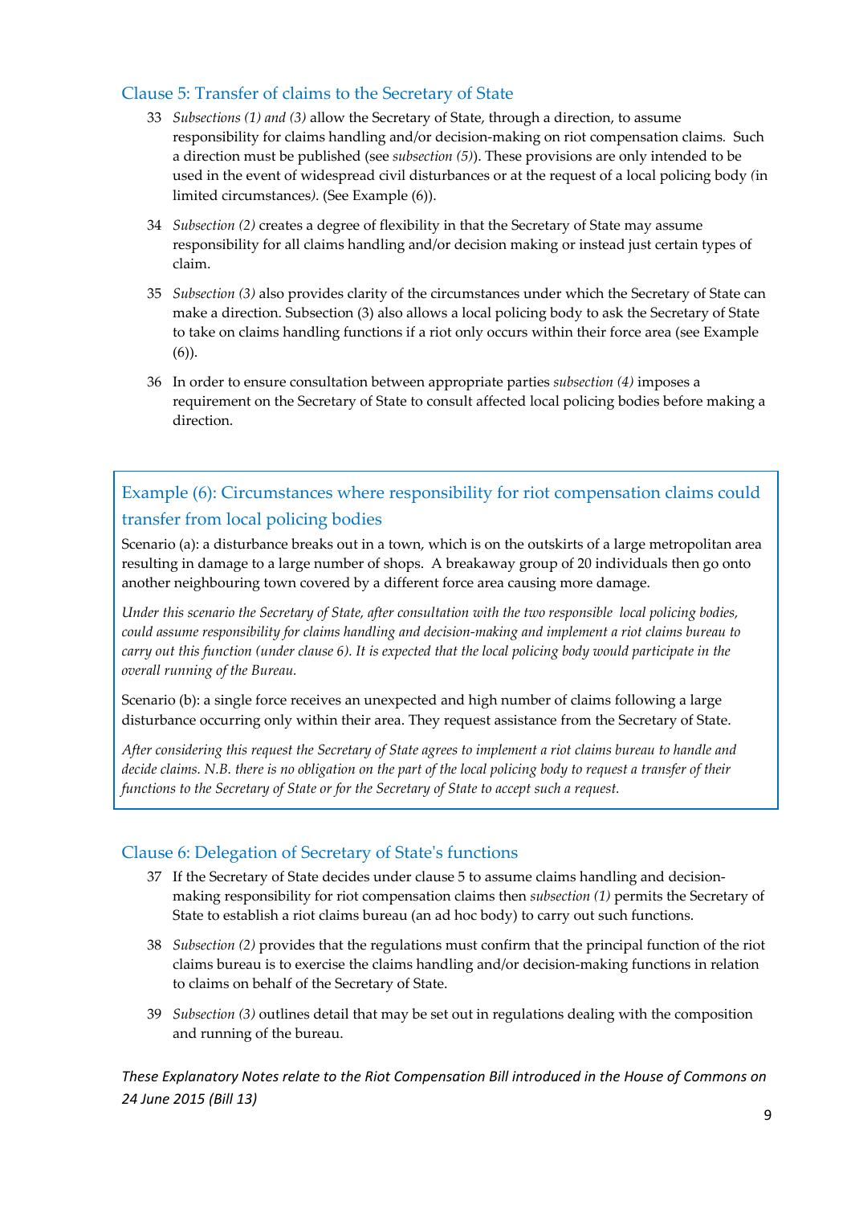## Clause 5: Transfer of claims to the Secretary of State

33 *Subsections (1) and (3)* allow the Secretary of State, through a direction, to assume responsibility for claims handling and/or decision-making on riot compensation claims. Such a direction must be published (see *subsection (5)*). These provisions are only intended to be used in the event of widespread civil disturbances or at the request of a local policing body *(*in limited circumstances*)*. (See Example (6)).

34 *Subsection (2)* creates a degree of flexibility in that the Secretary of State may assume responsibility for all claims handling and/or decision making or instead just certain types of claim.

35 *Subsection (3)* also provides clarity of the circumstances under which the Secretary of State can make a direction. Subsection (3) also allows a local policing body to ask the Secretary of State to take on claims handling functions if a riot only occurs within their force area (see Example (6)).

36 In order to ensure consultation between appropriate parties *subsection (4)* imposes a requirement on the Secretary of State to consult affected local policing bodies before making a direction.

### Example (6): Circumstances where responsibility for riot compensation claims could transfer from local policing bodies

Scenario (a): a disturbance breaks out in a town, which is on the outskirts of a large metropolitan area resulting in damage to a large number of shops. A breakaway group of 20 individuals then go onto another neighbouring town covered by a different force area causing more damage.

*Under this scenario the Secretary of State, after consultation with the two responsible local policing bodies, could assume responsibility for claims handling and decision-making and implement a riot claims bureau to carry out this function (under clause 6). It is expected that the local policing body would participate in the overall running of the Bureau.*

Scenario (b): a single force receives an unexpected and high number of claims following a large disturbance occurring only within their area. They request assistance from the Secretary of State.

*After considering this request the Secretary of State agrees to implement a riot claims bureau to handle and decide claims. N.B. there is no obligation on the part of the local policing body to request a transfer of their functions to the Secretary of State or for the Secretary of State to accept such a request.*

## Clause 6: Delegation of Secretary of State's functions

37 If the Secretary of State decides under clause 5 to assume claims handling and decision-making responsibility for riot compensation claims then *subsection (1)* permits the Secretary of State to establish a riot claims bureau (an ad hoc body) to carry out such functions.

38 *Subsection (2)* provides that the regulations must confirm that the principal function of the riot claims bureau is to exercise the claims handling and/or decision-making functions in relation to claims on behalf of the Secretary of State.

39 *Subsection (3)* outlines detail that may be set out in regulations dealing with the composition and running of the bureau.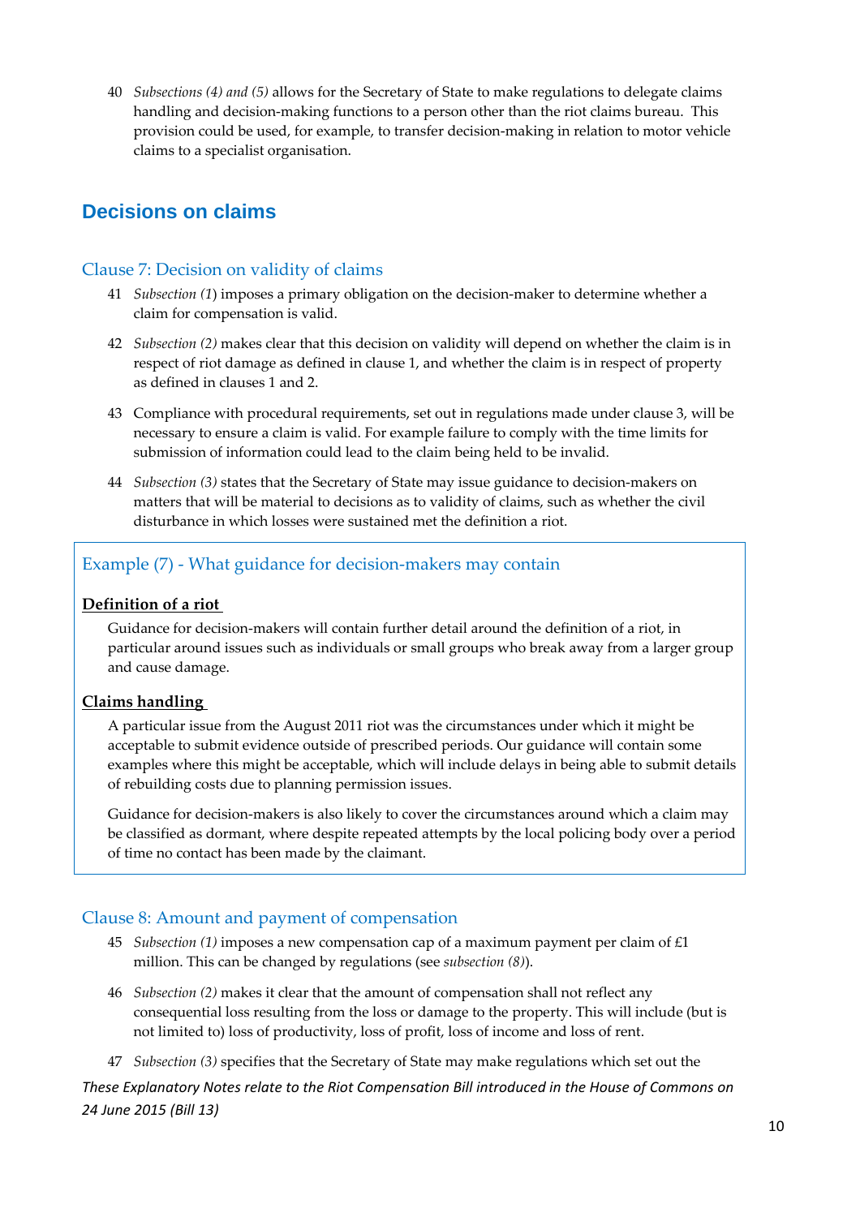40 *Subsections (4) and (5)* allows for the Secretary of State to make regulations to delegate claims handling and decision-making functions to a person other than the riot claims bureau. This provision could be used, for example, to transfer decision-making in relation to motor vehicle claims to a specialist organisation.

## Decisions on claims

### Clause 7: Decision on validity of claims

41 *Subsection (1)* imposes a primary obligation on the decision-maker to determine whether a claim for compensation is valid.

42 *Subsection (2)* makes clear that this decision on validity will depend on whether the claim is in respect of riot damage as defined in clause 1, and whether the claim is in respect of property as defined in clauses 1 and 2.

43 Compliance with procedural requirements, set out in regulations made under clause 3, will be necessary to ensure a claim is valid. For example failure to comply with the time limits for submission of information could lead to the claim being held to be invalid.

44 *Subsection (3)* states that the Secretary of State may issue guidance to decision-makers on matters that will be material to decisions as to validity of claims, such as whether the civil disturbance in which losses were sustained met the definition a riot.

### Example (7) - What guidance for decision-makers may contain

**Definition of a riot**

Guidance for decision-makers will contain further detail around the definition of a riot, in particular around issues such as individuals or small groups who break away from a larger group and cause damage.

**Claims handling**

A particular issue from the August 2011 riot was the circumstances under which it might be acceptable to submit evidence outside of prescribed periods. Our guidance will contain some examples where this might be acceptable, which will include delays in being able to submit details of rebuilding costs due to planning permission issues.

Guidance for decision-makers is also likely to cover the circumstances around which a claim may be classified as dormant, where despite repeated attempts by the local policing body over a period of time no contact has been made by the claimant.

### Clause 8: Amount and payment of compensation

45 *Subsection (1)* imposes a new compensation cap of a maximum payment per claim of £1 million. This can be changed by regulations (see *subsection (8)*).

46 *Subsection (2)* makes it clear that the amount of compensation shall not reflect any consequential loss resulting from the loss or damage to the property. This will include (but is not limited to) loss of productivity, loss of profit, loss of income and loss of rent.

47 *Subsection (3)* specifies that the Secretary of State may make regulations which set out the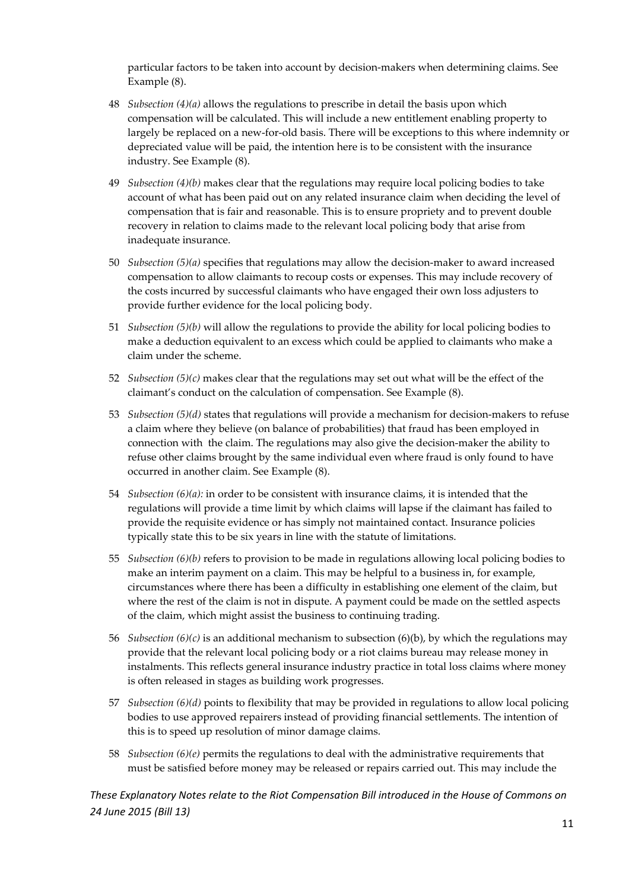particular factors to be taken into account by decision-makers when determining claims. See Example (8).

48 *Subsection (4)(a)* allows the regulations to prescribe in detail the basis upon which compensation will be calculated. This will include a new entitlement enabling property to largely be replaced on a new-for-old basis. There will be exceptions to this where indemnity or depreciated value will be paid, the intention here is to be consistent with the insurance industry. See Example (8).

49 *Subsection (4)(b)* makes clear that the regulations may require local policing bodies to take account of what has been paid out on any related insurance claim when deciding the level of compensation that is fair and reasonable. This is to ensure propriety and to prevent double recovery in relation to claims made to the relevant local policing body that arise from inadequate insurance.

50 *Subsection (5)(a)* specifies that regulations may allow the decision-maker to award increased compensation to allow claimants to recoup costs or expenses. This may include recovery of the costs incurred by successful claimants who have engaged their own loss adjusters to provide further evidence for the local policing body.

51 *Subsection (5)(b)* will allow the regulations to provide the ability for local policing bodies to make a deduction equivalent to an excess which could be applied to claimants who make a claim under the scheme.

52 *Subsection (5)(c)* makes clear that the regulations may set out what will be the effect of the claimant's conduct on the calculation of compensation. See Example (8).

53 *Subsection (5)(d)* states that regulations will provide a mechanism for decision-makers to refuse a claim where they believe (on balance of probabilities) that fraud has been employed in connection with the claim. The regulations may also give the decision-maker the ability to refuse other claims brought by the same individual even where fraud is only found to have occurred in another claim. See Example (8).

54 *Subsection (6)(a):* in order to be consistent with insurance claims, it is intended that the regulations will provide a time limit by which claims will lapse if the claimant has failed to provide the requisite evidence or has simply not maintained contact. Insurance policies typically state this to be six years in line with the statute of limitations.

55 *Subsection (6)(b)* refers to provision to be made in regulations allowing local policing bodies to make an interim payment on a claim. This may be helpful to a business in, for example, circumstances where there has been a difficulty in establishing one element of the claim, but where the rest of the claim is not in dispute. A payment could be made on the settled aspects of the claim, which might assist the business to continuing trading.

56 *Subsection (6)(c)* is an additional mechanism to subsection (6)(b), by which the regulations may provide that the relevant local policing body or a riot claims bureau may release money in instalments. This reflects general insurance industry practice in total loss claims where money is often released in stages as building work progresses.

57 *Subsection (6)(d)* points to flexibility that may be provided in regulations to allow local policing bodies to use approved repairers instead of providing financial settlements. The intention of this is to speed up resolution of minor damage claims.

58 *Subsection (6)(e)* permits the regulations to deal with the administrative requirements that must be satisfied before money may be released or repairs carried out. This may include the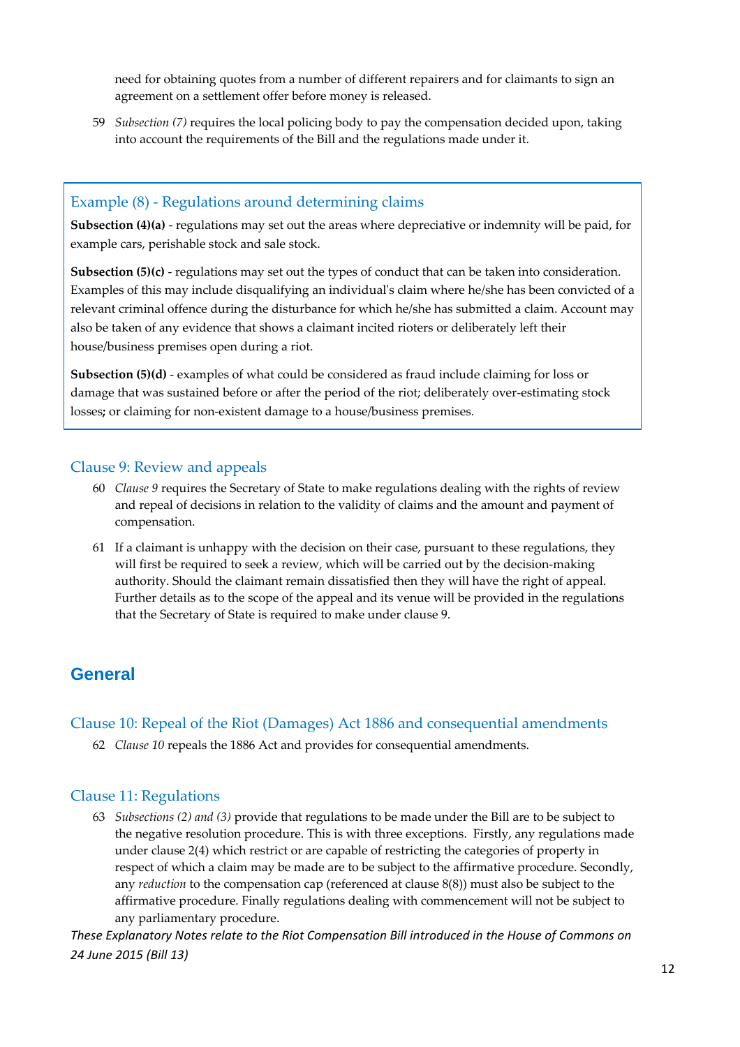need for obtaining quotes from a number of different repairers and for claimants to sign an agreement on a settlement offer before money is released.

59 *Subsection (7)* requires the local policing body to pay the compensation decided upon, taking into account the requirements of the Bill and the regulations made under it.

### Example (8) - Regulations around determining claims

**Subsection (4)(a)** - regulations may set out the areas where depreciative or indemnity will be paid, for example cars, perishable stock and sale stock.

**Subsection (5)(c)** - regulations may set out the types of conduct that can be taken into consideration. Examples of this may include disqualifying an individual's claim where he/she has been convicted of a relevant criminal offence during the disturbance for which he/she has submitted a claim. Account may also be taken of any evidence that shows a claimant incited rioters or deliberately left their house/business premises open during a riot.

**Subsection (5)(d)** - examples of what could be considered as fraud include claiming for loss or damage that was sustained before or after the period of the riot; deliberately over-estimating stock losses**;** or claiming for non-existent damage to a house/business premises.

### Clause 9: Review and appeals

60 *Clause 9* requires the Secretary of State to make regulations dealing with the rights of review and repeal of decisions in relation to the validity of claims and the amount and payment of compensation.

61 If a claimant is unhappy with the decision on their case, pursuant to these regulations, they will first be required to seek a review, which will be carried out by the decision-making authority. Should the claimant remain dissatisfied then they will have the right of appeal. Further details as to the scope of the appeal and its venue will be provided in the regulations that the Secretary of State is required to make under clause 9.

## General

### Clause 10: Repeal of the Riot (Damages) Act 1886 and consequential amendments

62 *Clause 10* repeals the 1886 Act and provides for consequential amendments.

### Clause 11: Regulations

63 *Subsections (2) and (3)* provide that regulations to be made under the Bill are to be subject to the negative resolution procedure. This is with three exceptions. Firstly, any regulations made under clause 2(4) which restrict or are capable of restricting the categories of property in respect of which a claim may be made are to be subject to the affirmative procedure. Secondly, any *reduction* to the compensation cap (referenced at clause 8(8)) must also be subject to the affirmative procedure. Finally regulations dealing with commencement will not be subject to any parliamentary procedure.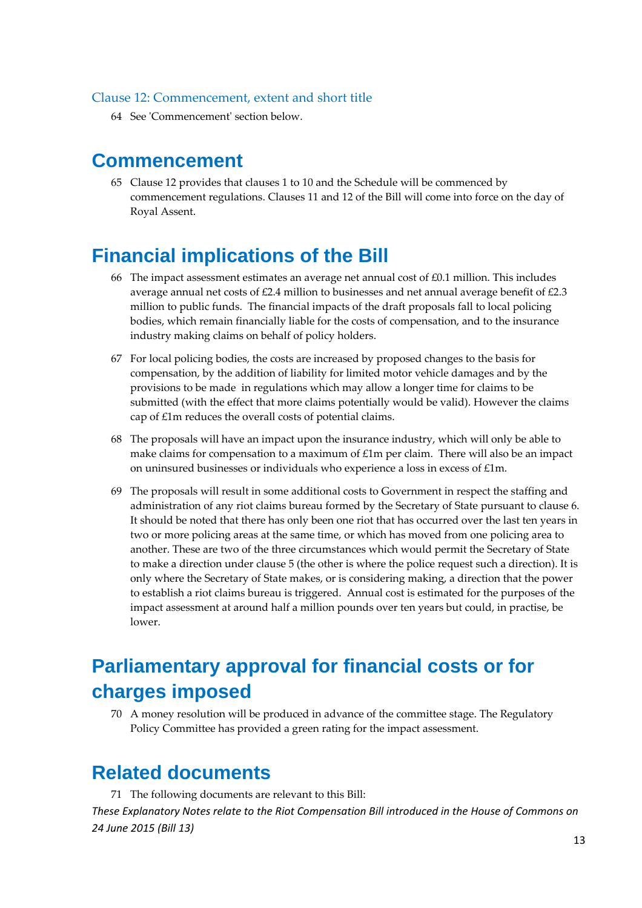### Clause 12: Commencement, extent and short title

64 See 'Commencement' section below.

## Commencement

65 Clause 12 provides that clauses 1 to 10 and the Schedule will be commenced by commencement regulations. Clauses 11 and 12 of the Bill will come into force on the day of Royal Assent.

## Financial implications of the Bill

66 The impact assessment estimates an average net annual cost of £0.1 million. This includes average annual net costs of £2.4 million to businesses and net annual average benefit of £2.3 million to public funds. The financial impacts of the draft proposals fall to local policing bodies, which remain financially liable for the costs of compensation, and to the insurance industry making claims on behalf of policy holders.

67 For local policing bodies, the costs are increased by proposed changes to the basis for compensation, by the addition of liability for limited motor vehicle damages and by the provisions to be made in regulations which may allow a longer time for claims to be submitted (with the effect that more claims potentially would be valid). However the claims cap of £1m reduces the overall costs of potential claims.

68 The proposals will have an impact upon the insurance industry, which will only be able to make claims for compensation to a maximum of £1m per claim. There will also be an impact on uninsured businesses or individuals who experience a loss in excess of £1m.

69 The proposals will result in some additional costs to Government in respect the staffing and administration of any riot claims bureau formed by the Secretary of State pursuant to clause 6. It should be noted that there has only been one riot that has occurred over the last ten years in two or more policing areas at the same time, or which has moved from one policing area to another. These are two of the three circumstances which would permit the Secretary of State to make a direction under clause 5 (the other is where the police request such a direction). It is only where the Secretary of State makes, or is considering making, a direction that the power to establish a riot claims bureau is triggered. Annual cost is estimated for the purposes of the impact assessment at around half a million pounds over ten years but could, in practise, be lower.

## Parliamentary approval for financial costs or for charges imposed

70 A money resolution will be produced in advance of the committee stage. The Regulatory Policy Committee has provided a green rating for the impact assessment.

## Related documents

71 The following documents are relevant to this Bill:

*These Explanatory Notes relate to the Riot Compensation Bill introduced in the House of Commons on 24 June 2015 (Bill 13)*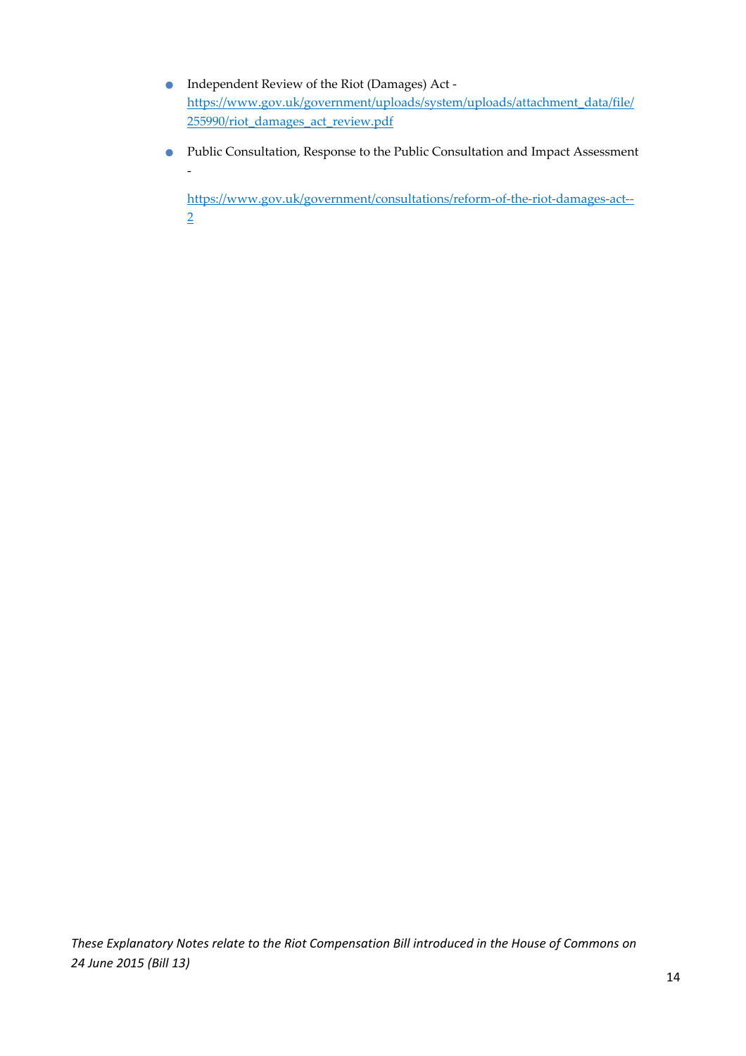- Independent Review of the Riot (Damages) Act - https://www.gov.uk/government/uploads/system/uploads/attachment_data/file/255990/riot_damages_act_review.pdf

- Public Consultation, Response to the Public Consultation and Impact Assessment -

  https://www.gov.uk/government/consultations/reform-of-the-riot-damages-act--2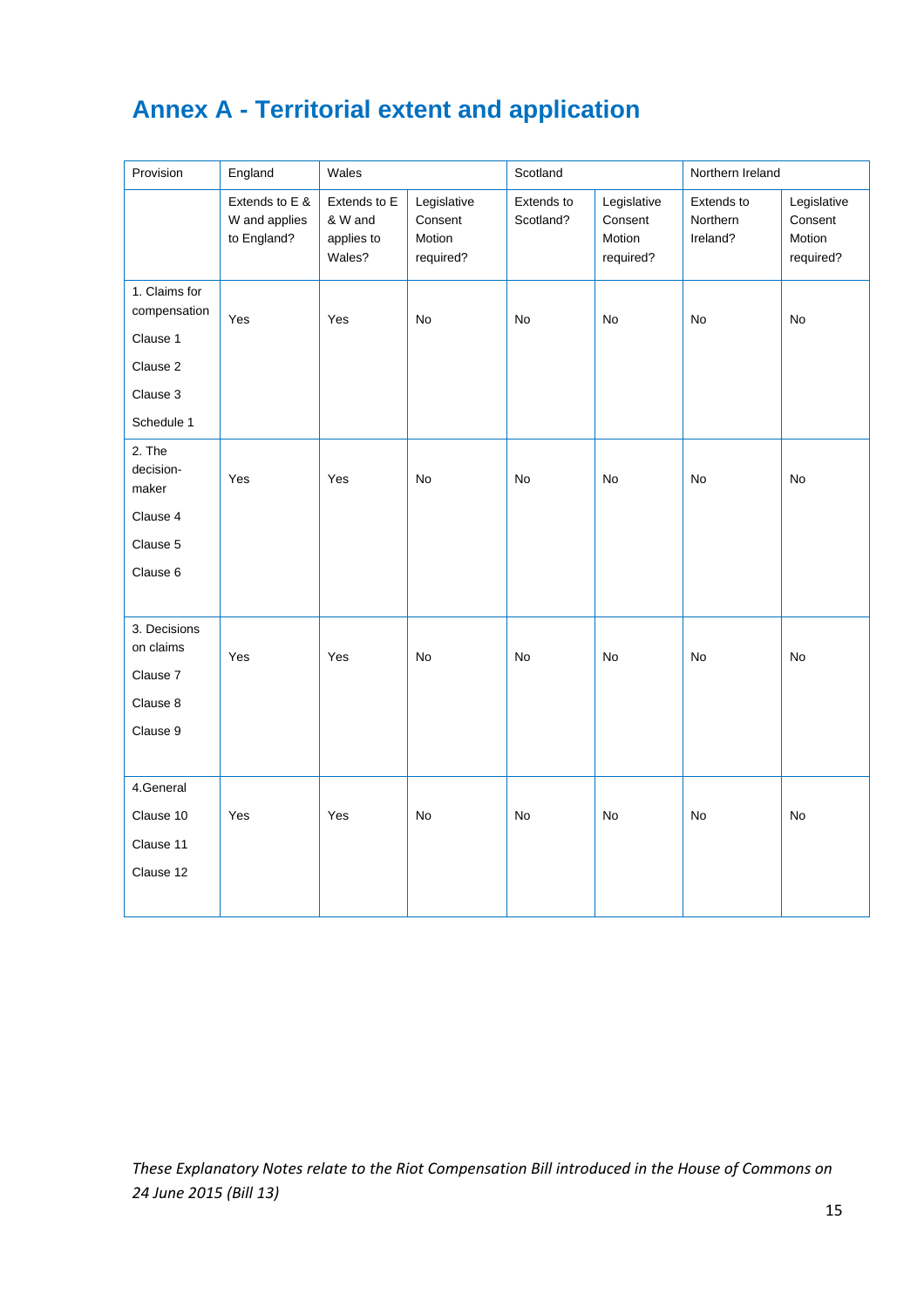# Annex A - Territorial extent and application

| Provision | England | Wales | | Scotland | | Northern Ireland | |
|---|---|---|---|---|---|---|---|
| | Extends to E & W and applies to England? | Extends to E & W and applies to Wales? | Legislative Consent Motion required? | Extends to Scotland? | Legislative Consent Motion required? | Extends to Northern Ireland? | Legislative Consent Motion required? |
| 1. Claims for compensation<br>Clause 1<br>Clause 2<br>Clause 3<br>Schedule 1 | Yes | Yes | No | No | No | No | No |
| 2. The decision-maker<br>Clause 4<br>Clause 5<br>Clause 6 | Yes | Yes | No | No | No | No | No |
| 3. Decisions on claims<br>Clause 7<br>Clause 8<br>Clause 9 | Yes | Yes | No | No | No | No | No |
| 4.General<br>Clause 10<br>Clause 11<br>Clause 12 | Yes | Yes | No | No | No | No | No |

*These Explanatory Notes relate to the Riot Compensation Bill introduced in the House of Commons on 24 June 2015 (Bill 13)*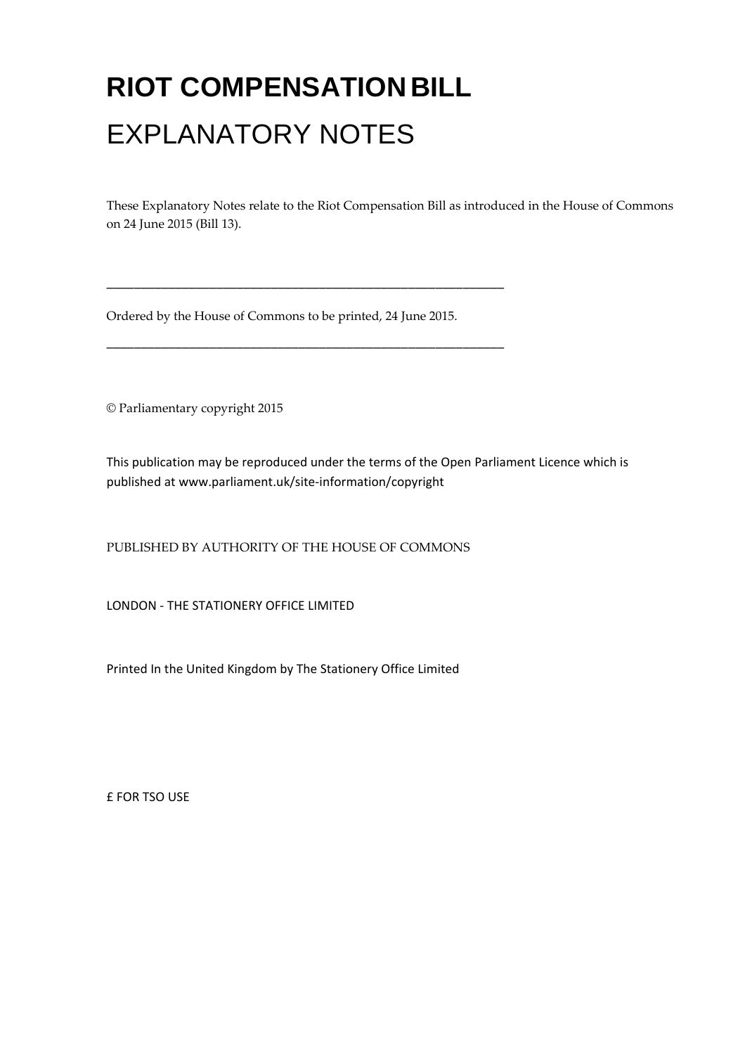# RIOT COMPENSATION BILL

# EXPLANATORY NOTES

These Explanatory Notes relate to the Riot Compensation Bill as introduced in the House of Commons on 24 June 2015 (Bill 13).

---

Ordered by the House of Commons to be printed, 24 June 2015.

---

© Parliamentary copyright 2015

This publication may be reproduced under the terms of the Open Parliament Licence which is published at www.parliament.uk/site-information/copyright

PUBLISHED BY AUTHORITY OF THE HOUSE OF COMMONS

LONDON - THE STATIONERY OFFICE LIMITED

Printed In the United Kingdom by The Stationery Office Limited

£ FOR TSO USE